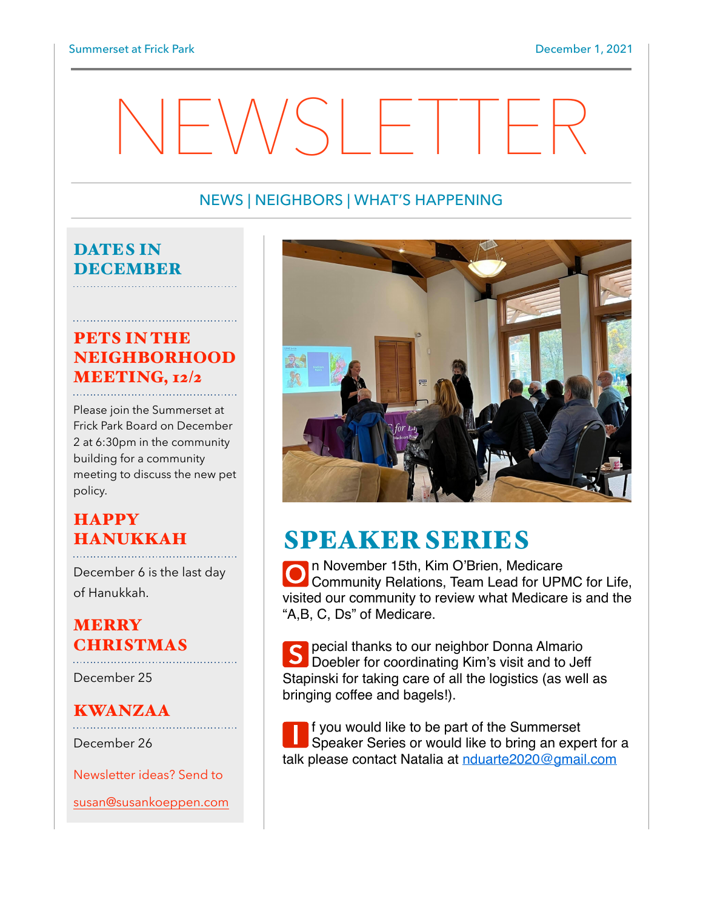# NEWSLETTER

NEWS | NEIGHBORS | WHAT'S HAPPENING

## DATES IN DECEMBER

### PETS IN THE NEIGHBORHOOD MEETING, 12/2

Please join the Summerset at Frick Park Board on December 2 at 6:30pm in the community building for a community meeting to discuss the new pet policy.

### HAPPY HANUKKAH

December 6 is the last day of Hanukkah.

### MERRY CHRISTMAS

December 25

### KWANZAA

December 26

Newsletter ideas? Send to

susan@susankoeppen.com

## SPEAKER SERIES

On November 15th, Kim O'Brien, Medicare Community Relations, Team Lead for UPMC for Life, visited our community to review what Medicare is and the "A,B, C, Ds" of Medicare.

Special thanks to our neighbor Donna Almario Doebler for coordinating Kim's visit and to Jeff Stapinski for taking care of all the logistics (as well as bringing coffee and bagels!).

If you would like to be part of the Summerset Speaker Series or would like to bring an expert for a talk please contact Natalia at nduarte2020@gmail.com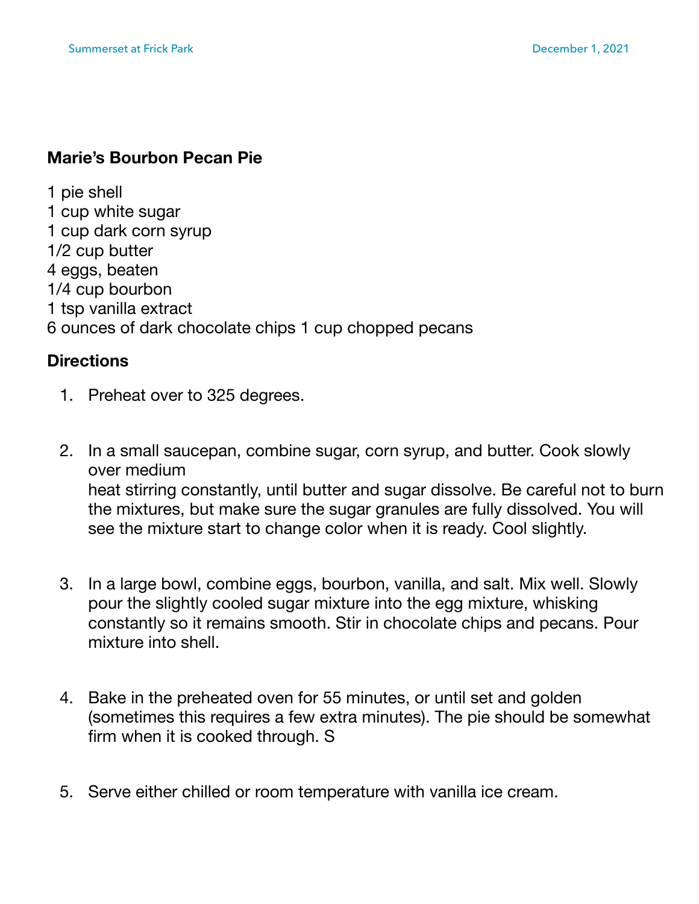## Marie's Bourbon Pecan Pie

1 pie shell
1 cup white sugar
1 cup dark corn syrup
1/2 cup butter
4 eggs, beaten
1/4 cup bourbon
1 tsp vanilla extract
6 ounces of dark chocolate chips 1 cup chopped pecans

## Directions

1. Preheat over to 325 degrees.

2. In a small saucepan, combine sugar, corn syrup, and butter. Cook slowly over medium heat stirring constantly, until butter and sugar dissolve. Be careful not to burn the mixtures, but make sure the sugar granules are fully dissolved. You will see the mixture start to change color when it is ready. Cool slightly.

3. In a large bowl, combine eggs, bourbon, vanilla, and salt. Mix well. Slowly pour the slightly cooled sugar mixture into the egg mixture, whisking constantly so it remains smooth. Stir in chocolate chips and pecans. Pour mixture into shell.

4. Bake in the preheated oven for 55 minutes, or until set and golden (sometimes this requires a few extra minutes). The pie should be somewhat firm when it is cooked through. S

5. Serve either chilled or room temperature with vanilla ice cream.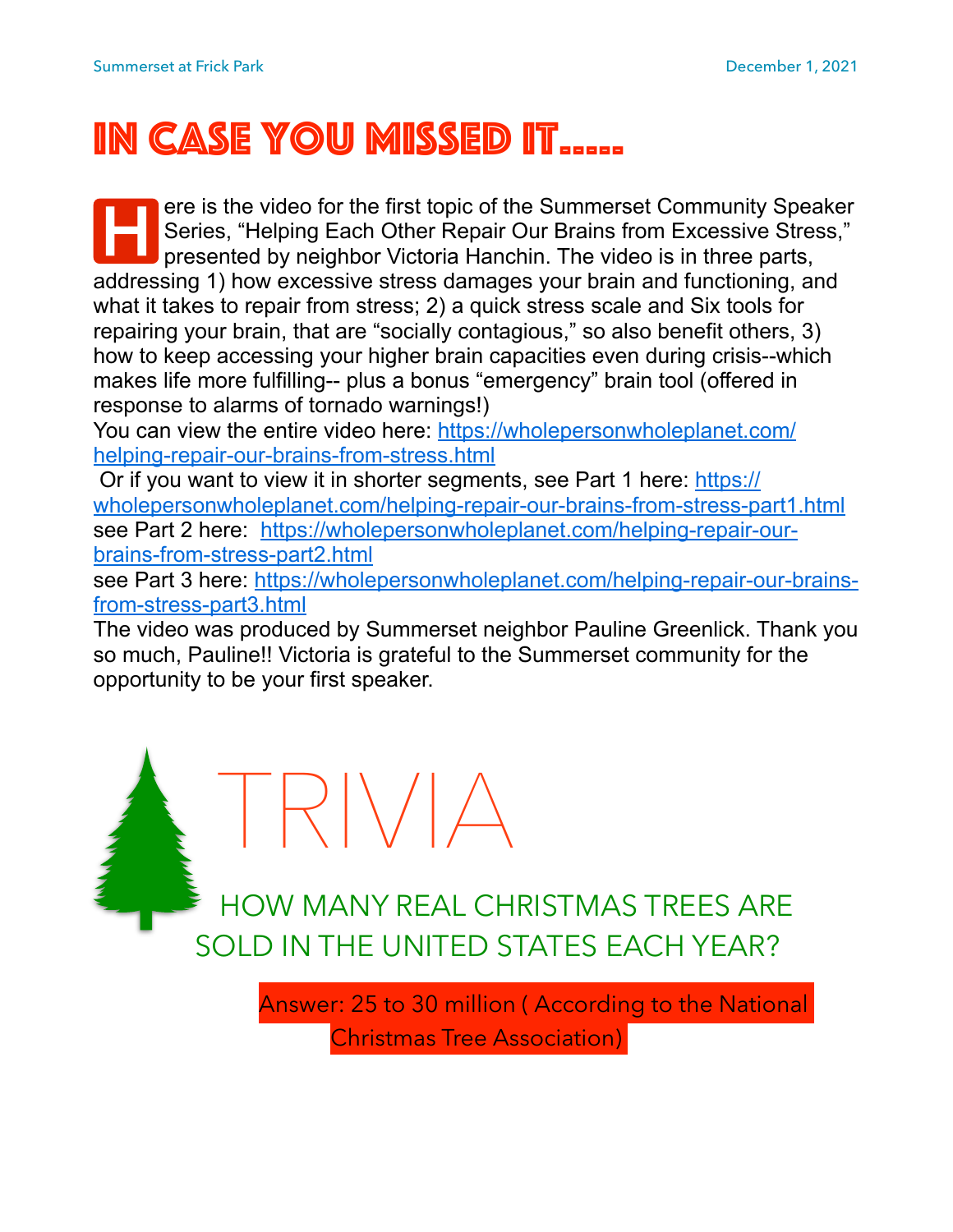# In Case You Missed It......

Here is the video for the first topic of the Summerset Community Speaker Series, "Helping Each Other Repair Our Brains from Excessive Stress," presented by neighbor Victoria Hanchin. The video is in three parts, addressing 1) how excessive stress damages your brain and functioning, and what it takes to repair from stress; 2) a quick stress scale and Six tools for repairing your brain, that are "socially contagious," so also benefit others, 3) how to keep accessing your higher brain capacities even during crisis--which makes life more fulfilling-- plus a bonus "emergency" brain tool (offered in response to alarms of tornado warnings!)

You can view the entire video here: https://wholepersonwholeplanet.com/helping-repair-our-brains-from-stress.html

Or if you want to view it in shorter segments, see Part 1 here: https://wholepersonwholeplanet.com/helping-repair-our-brains-from-stress-part1.html

see Part 2 here: https://wholepersonwholeplanet.com/helping-repair-our-brains-from-stress-part2.html

see Part 3 here: https://wholepersonwholeplanet.com/helping-repair-our-brains-from-stress-part3.html

The video was produced by Summerset neighbor Pauline Greenlick. Thank you so much, Pauline!! Victoria is grateful to the Summerset community for the opportunity to be your first speaker.

# TRIVIA

HOW MANY REAL CHRISTMAS TREES ARE SOLD IN THE UNITED STATES EACH YEAR?

Answer: 25 to 30 million ( According to the National Christmas Tree Association)